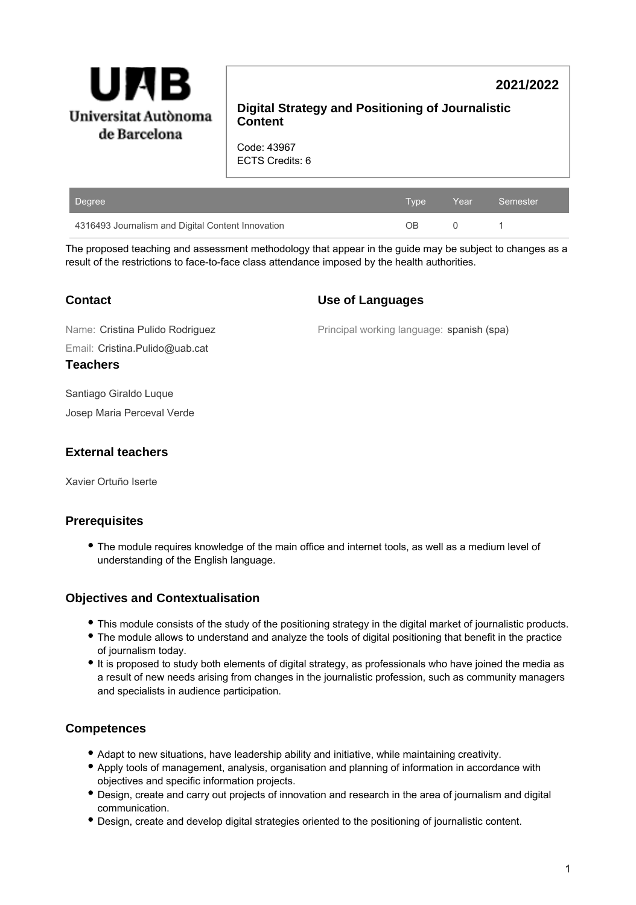Universitat Autònoma de Barcelona

**2021/2022**

## Digital Strategy and Positioning of Journalistic Content

Code: 43967
ECTS Credits: 6

| Degree | Type | Year | Semester |
| --- | --- | --- | --- |
| 4316493 Journalism and Digital Content Innovation | OB | 0 | 1 |

The proposed teaching and assessment methodology that appear in the guide may be subject to changes as a result of the restrictions to face-to-face class attendance imposed by the health authorities.

### Contact

Name: Cristina Pulido Rodriguez

Email: Cristina.Pulido@uab.cat

### Use of Languages

Principal working language: spanish (spa)

### Teachers

Santiago Giraldo Luque

Josep Maria Perceval Verde

### External teachers

Xavier Ortuño Iserte

### Prerequisites

- The module requires knowledge of the main office and internet tools, as well as a medium level of understanding of the English language.

### Objectives and Contextualisation

- This module consists of the study of the positioning strategy in the digital market of journalistic products.
- The module allows to understand and analyze the tools of digital positioning that benefit in the practice of journalism today.
- It is proposed to study both elements of digital strategy, as professionals who have joined the media as a result of new needs arising from changes in the journalistic profession, such as community managers and specialists in audience participation.

### Competences

- Adapt to new situations, have leadership ability and initiative, while maintaining creativity.
- Apply tools of management, analysis, organisation and planning of information in accordance with objectives and specific information projects.
- Design, create and carry out projects of innovation and research in the area of journalism and digital communication.
- Design, create and develop digital strategies oriented to the positioning of journalistic content.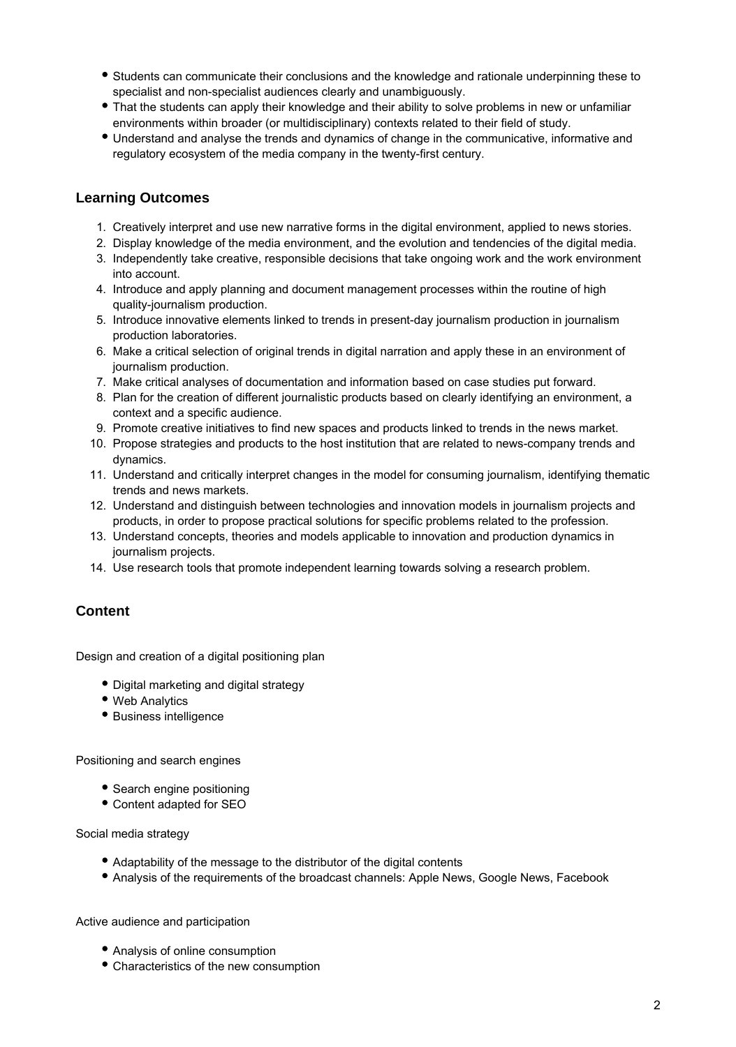- Students can communicate their conclusions and the knowledge and rationale underpinning these to specialist and non-specialist audiences clearly and unambiguously.
- That the students can apply their knowledge and their ability to solve problems in new or unfamiliar environments within broader (or multidisciplinary) contexts related to their field of study.
- Understand and analyse the trends and dynamics of change in the communicative, informative and regulatory ecosystem of the media company in the twenty-first century.

## Learning Outcomes

1. Creatively interpret and use new narrative forms in the digital environment, applied to news stories.
2. Display knowledge of the media environment, and the evolution and tendencies of the digital media.
3. Independently take creative, responsible decisions that take ongoing work and the work environment into account.
4. Introduce and apply planning and document management processes within the routine of high quality-journalism production.
5. Introduce innovative elements linked to trends in present-day journalism production in journalism production laboratories.
6. Make a critical selection of original trends in digital narration and apply these in an environment of journalism production.
7. Make critical analyses of documentation and information based on case studies put forward.
8. Plan for the creation of different journalistic products based on clearly identifying an environment, a context and a specific audience.
9. Promote creative initiatives to find new spaces and products linked to trends in the news market.
10. Propose strategies and products to the host institution that are related to news-company trends and dynamics.
11. Understand and critically interpret changes in the model for consuming journalism, identifying thematic trends and news markets.
12. Understand and distinguish between technologies and innovation models in journalism projects and products, in order to propose practical solutions for specific problems related to the profession.
13. Understand concepts, theories and models applicable to innovation and production dynamics in journalism projects.
14. Use research tools that promote independent learning towards solving a research problem.

## Content

Design and creation of a digital positioning plan

- Digital marketing and digital strategy
- Web Analytics
- Business intelligence

Positioning and search engines

- Search engine positioning
- Content adapted for SEO

Social media strategy

- Adaptability of the message to the distributor of the digital contents
- Analysis of the requirements of the broadcast channels: Apple News, Google News, Facebook

Active audience and participation

- Analysis of online consumption
- Characteristics of the new consumption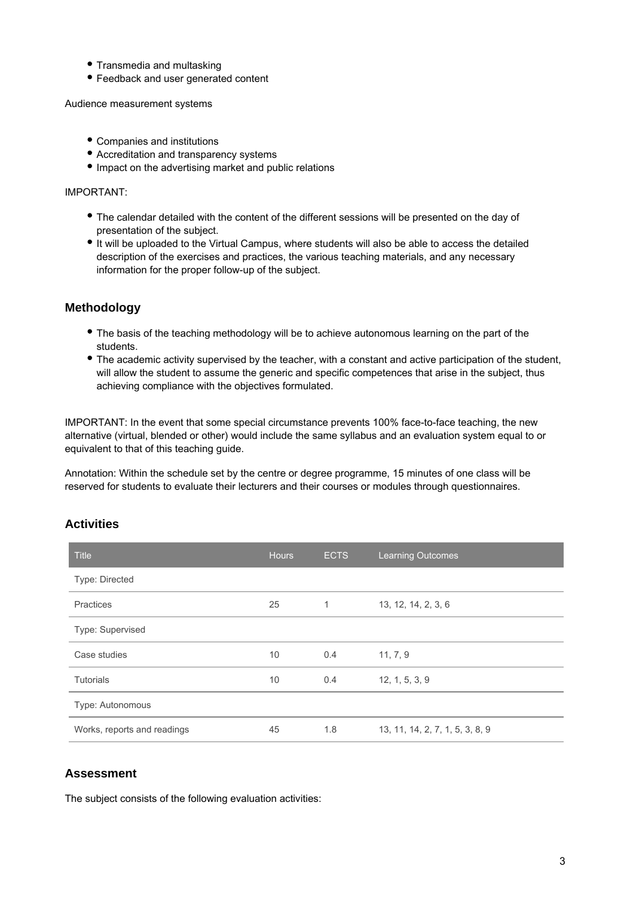- Transmedia and multitasking
- Feedback and user generated content

Audience measurement systems

- Companies and institutions
- Accreditation and transparency systems
- Impact on the advertising market and public relations

IMPORTANT:

- The calendar detailed with the content of the different sessions will be presented on the day of presentation of the subject.
- It will be uploaded to the Virtual Campus, where students will also be able to access the detailed description of the exercises and practices, the various teaching materials, and any necessary information for the proper follow-up of the subject.

## Methodology

- The basis of the teaching methodology will be to achieve autonomous learning on the part of the students.
- The academic activity supervised by the teacher, with a constant and active participation of the student, will allow the student to assume the generic and specific competences that arise in the subject, thus achieving compliance with the objectives formulated.

IMPORTANT: In the event that some special circumstance prevents 100% face-to-face teaching, the new alternative (virtual, blended or other) would include the same syllabus and an evaluation system equal to or equivalent to that of this teaching guide.

Annotation: Within the schedule set by the centre or degree programme, 15 minutes of one class will be reserved for students to evaluate their lecturers and their courses or modules through questionnaires.

## Activities

| Title | Hours | ECTS | Learning Outcomes |
|---|---|---|---|
| Type: Directed | | | |
| Practices | 25 | 1 | 13, 12, 14, 2, 3, 6 |
| Type: Supervised | | | |
| Case studies | 10 | 0.4 | 11, 7, 9 |
| Tutorials | 10 | 0.4 | 12, 1, 5, 3, 9 |
| Type: Autonomous | | | |
| Works, reports and readings | 45 | 1.8 | 13, 11, 14, 2, 7, 1, 5, 3, 8, 9 |

## Assessment

The subject consists of the following evaluation activities: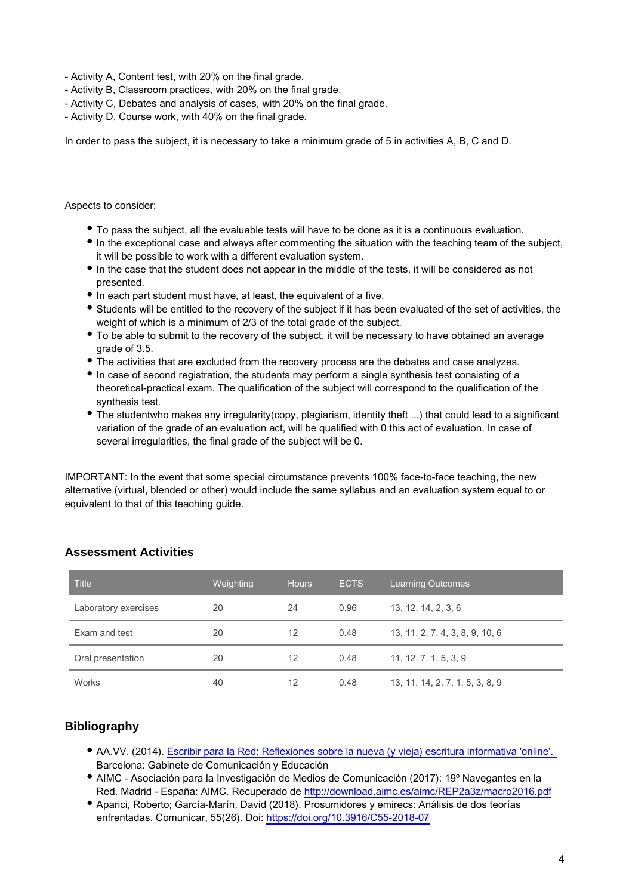- Activity A, Content test, with 20% on the final grade.
- Activity B, Classroom practices, with 20% on the final grade.
- Activity C, Debates and analysis of cases, with 20% on the final grade.
- Activity D, Course work, with 40% on the final grade.

In order to pass the subject, it is necessary to take a minimum grade of 5 in activities A, B, C and D.

Aspects to consider:

- To pass the subject, all the evaluable tests will have to be done as it is a continuous evaluation.
- In the exceptional case and always after commenting the situation with the teaching team of the subject, it will be possible to work with a different evaluation system.
- In the case that the student does not appear in the middle of the tests, it will be considered as not presented.
- In each part student must have, at least, the equivalent of a five.
- Students will be entitled to the recovery of the subject if it has been evaluated of the set of activities, the weight of which is a minimum of 2/3 of the total grade of the subject.
- To be able to submit to the recovery of the subject, it will be necessary to have obtained an average grade of 3.5.
- The activities that are excluded from the recovery process are the debates and case analyzes.
- In case of second registration, the students may perform a single synthesis test consisting of a theoretical-practical exam. The qualification of the subject will correspond to the qualification of the synthesis test.
- The studentwho makes any irregularity(copy, plagiarism, identity theft ...) that could lead to a significant variation of the grade of an evaluation act, will be qualified with 0 this act of evaluation. In case of several irregularities, the final grade of the subject will be 0.

IMPORTANT: In the event that some special circumstance prevents 100% face-to-face teaching, the new alternative (virtual, blended or other) would include the same syllabus and an evaluation system equal to or equivalent to that of this teaching guide.

## Assessment Activities

| Title | Weighting | Hours | ECTS | Learning Outcomes |
|---|---|---|---|---|
| Laboratory exercises | 20 | 24 | 0.96 | 13, 12, 14, 2, 3, 6 |
| Exam and test | 20 | 12 | 0.48 | 13, 11, 2, 7, 4, 3, 8, 9, 10, 6 |
| Oral presentation | 20 | 12 | 0.48 | 11, 12, 7, 1, 5, 3, 9 |
| Works | 40 | 12 | 0.48 | 13, 11, 14, 2, 7, 1, 5, 3, 8, 9 |

## Bibliography

- AA.VV. (2014). Escribir para la Red: Reflexiones sobre la nueva (y vieja) escritura informativa 'online'. Barcelona: Gabinete de Comunicación y Educación
- AIMC - Asociación para la Investigación de Medios de Comunicación (2017): 19º Navegantes en la Red. Madrid - España: AIMC. Recuperado de http://download.aimc.es/aimc/REP2a3z/macro2016.pdf
- Aparici, Roberto; García-Marín, David (2018). Prosumidores y emirecs: Análisis de dos teorías enfrentadas. Comunicar, 55(26). Doi: https://doi.org/10.3916/C55-2018-07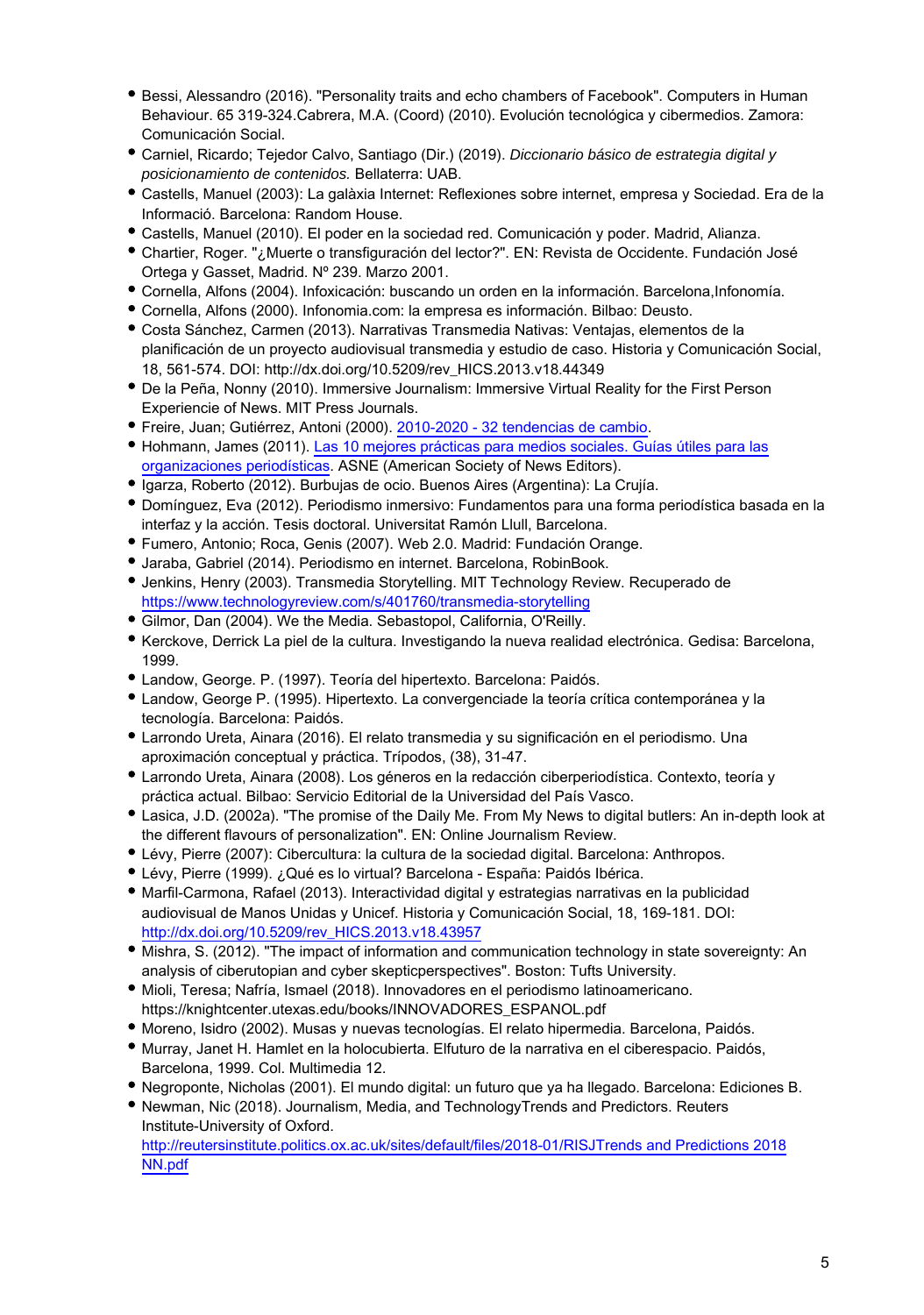- Bessi, Alessandro (2016). "Personality traits and echo chambers of Facebook". Computers in Human Behaviour. 65 319-324.Cabrera, M.A. (Coord) (2010). Evolución tecnológica y cibermedios. Zamora: Comunicación Social.
- Carniel, Ricardo; Tejedor Calvo, Santiago (Dir.) (2019). *Diccionario básico de estrategia digital y posicionamiento de contenidos.* Bellaterra: UAB.
- Castells, Manuel (2003): La galàxia Internet: Reflexiones sobre internet, empresa y Sociedad. Era de la Informació. Barcelona: Random House.
- Castells, Manuel (2010). El poder en la sociedad red. Comunicación y poder. Madrid, Alianza.
- Chartier, Roger. "¿Muerte o transfiguración del lector?". EN: Revista de Occidente. Fundación José Ortega y Gasset, Madrid. Nº 239. Marzo 2001.
- Cornella, Alfons (2004). Infoxicación: buscando un orden en la información. Barcelona,Infonomía.
- Cornella, Alfons (2000). Infonomia.com: la empresa es información. Bilbao: Deusto.
- Costa Sánchez, Carmen (2013). Narrativas Transmedia Nativas: Ventajas, elementos de la planificación de un proyecto audiovisual transmedia y estudio de caso. Historia y Comunicación Social, 18, 561-574. DOI: http://dx.doi.org/10.5209/rev_HICS.2013.v18.44349
- De la Peña, Nonny (2010). Immersive Journalism: Immersive Virtual Reality for the First Person Experiencie of News. MIT Press Journals.
- Freire, Juan; Gutiérrez, Antoni (2000). [2010-2020 - 32 tendencias de cambio](). 
- Hohmann, James (2011). [Las 10 mejores prácticas para medios sociales. Guías útiles para las organizaciones periodísticas](). ASNE (American Society of News Editors).
- Igarza, Roberto (2012). Burbujas de ocio. Buenos Aires (Argentina): La Crujía.
- Domínguez, Eva (2012). Periodismo inmersivo: Fundamentos para una forma periodística basada en la interfaz y la acción. Tesis doctoral. Universitat Ramón Llull, Barcelona.
- Fumero, Antonio; Roca, Genis (2007). Web 2.0. Madrid: Fundación Orange.
- Jaraba, Gabriel (2014). Periodismo en internet. Barcelona, RobinBook.
- Jenkins, Henry (2003). Transmedia Storytelling. MIT Technology Review. Recuperado de https://www.technologyreview.com/s/401760/transmedia-storytelling
- Gilmor, Dan (2004). We the Media. Sebastopol, California, O'Reilly.
- Kerckove, Derrick La piel de la cultura. Investigando la nueva realidad electrónica. Gedisa: Barcelona, 1999.
- Landow, George. P. (1997). Teoría del hipertexto. Barcelona: Paidós.
- Landow, George P. (1995). Hipertexto. La convergenciade la teoría crítica contemporánea y la tecnología. Barcelona: Paidós.
- Larrondo Ureta, Ainara (2016). El relato transmedia y su significación en el periodismo. Una aproximación conceptual y práctica. Trípodos, (38), 31-47.
- Larrondo Ureta, Ainara (2008). Los géneros en la redacción ciberperiodística. Contexto, teoría y práctica actual. Bilbao: Servicio Editorial de la Universidad del País Vasco.
- Lasica, J.D. (2002a). "The promise of the Daily Me. From My News to digital butlers: An in-depth look at the different flavours of personalization". EN: Online Journalism Review.
- Lévy, Pierre (2007): Cibercultura: la cultura de la sociedad digital. Barcelona: Anthropos.
- Lévy, Pierre (1999). ¿Qué es lo virtual? Barcelona - España: Paidós Ibérica.
- Marfil-Carmona, Rafael (2013). Interactividad digital y estrategias narrativas en la publicidad audiovisual de Manos Unidas y Unicef. Historia y Comunicación Social, 18, 169-181. DOI: http://dx.doi.org/10.5209/rev_HICS.2013.v18.43957
- Mishra, S. (2012). "The impact of information and communication technology in state sovereignty: An analysis of ciberutopian and cyber skepticperspectives". Boston: Tufts University.
- Mioli, Teresa; Nafría, Ismael (2018). Innovadores en el periodismo latinoamericano. https://knightcenter.utexas.edu/books/INNOVADORES_ESPANOL.pdf
- Moreno, Isidro (2002). Musas y nuevas tecnologías. El relato hipermedia. Barcelona, Paidós.
- Murray, Janet H. Hamlet en la holocubierta. Elfuturo de la narrativa en el ciberespacio. Paidós, Barcelona, 1999. Col. Multimedia 12.
- Negroponte, Nicholas (2001). El mundo digital: un futuro que ya ha llegado. Barcelona: Ediciones B.
- Newman, Nic (2018). Journalism, Media, and TechnologyTrends and Predictors. Reuters Institute-University of Oxford. http://reutersinstitute.politics.ox.ac.uk/sites/default/files/2018-01/RISJTrends and Predictions 2018 NN.pdf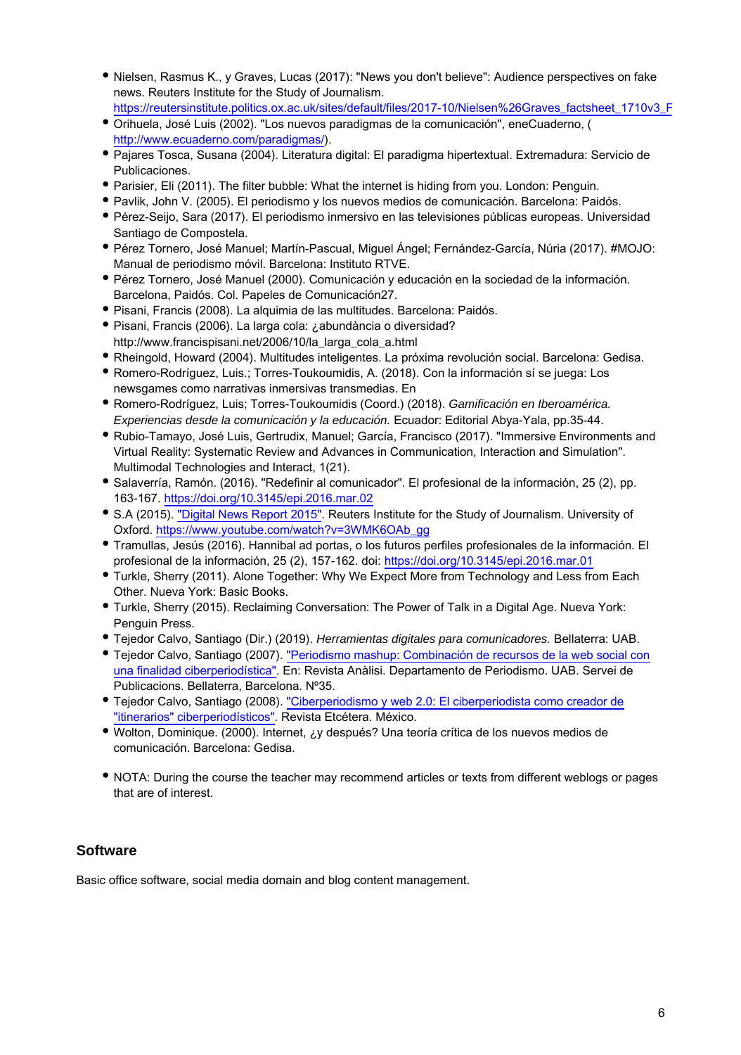- Nielsen, Rasmus K., y Graves, Lucas (2017): "News you don't believe": Audience perspectives on fake news. Reuters Institute for the Study of Journalism. https://reutersinstitute.politics.ox.ac.uk/sites/default/files/2017-10/Nielsen%26Graves_factsheet_1710v3_F
- Orihuela, José Luis (2002). "Los nuevos paradigmas de la comunicación", eneCuaderno, ( http://www.ecuaderno.com/paradigmas/).
- Pajares Tosca, Susana (2004). Literatura digital: El paradigma hipertextual. Extremadura: Servicio de Publicaciones.
- Parisier, Eli (2011). The filter bubble: What the internet is hiding from you. London: Penguin.
- Pavlik, John V. (2005). El periodismo y los nuevos medios de comunicación. Barcelona: Paidós.
- Pérez-Seijo, Sara (2017). El periodismo inmersivo en las televisiones públicas europeas. Universidad Santiago de Compostela.
- Pérez Tornero, José Manuel; Martín-Pascual, Miguel Ángel; Fernández-García, Núria (2017). #MOJO: Manual de periodismo móvil. Barcelona: Instituto RTVE.
- Pérez Tornero, José Manuel (2000). Comunicación y educación en la sociedad de la información. Barcelona, Paidós. Col. Papeles de Comunicación27.
- Pisani, Francis (2008). La alquimia de las multitudes. Barcelona: Paidós.
- Pisani, Francis (2006). La larga cola: ¿abundància o diversidad? http://www.francispisani.net/2006/10/la_larga_cola_a.html
- Rheingold, Howard (2004). Multitudes inteligentes. La próxima revolución social. Barcelona: Gedisa.
- Romero-Rodríguez, Luis.; Torres-Toukoumidis, A. (2018). Con la información sí se juega: Los newsgames como narrativas inmersivas transmedias. En
- Romero-Rodríguez, Luis; Torres-Toukoumidis (Coord.) (2018). *Gamificación en Iberoamérica. Experiencias desde la comunicación y la educación.* Ecuador: Editorial Abya-Yala, pp.35-44.
- Rubio-Tamayo, José Luis, Gertrudix, Manuel; García, Francisco (2017). "Immersive Environments and Virtual Reality: Systematic Review and Advances in Communication, Interaction and Simulation". Multimodal Technologies and Interact, 1(21).
- Salaverría, Ramón. (2016). "Redefinir al comunicador". El profesional de la información, 25 (2), pp. 163-167. https://doi.org/10.3145/epi.2016.mar.02
- S.A (2015). "Digital News Report 2015". Reuters Institute for the Study of Journalism. University of Oxford. https://www.youtube.com/watch?v=3WMK6OAb_gg
- Tramullas, Jesús (2016). Hannibal ad portas, o los futuros perfiles profesionales de la información. El profesional de la información, 25 (2), 157-162. doi: https://doi.org/10.3145/epi.2016.mar.01
- Turkle, Sherry (2011). Alone Together: Why We Expect More from Technology and Less from Each Other. Nueva York: Basic Books.
- Turkle, Sherry (2015). Reclaiming Conversation: The Power of Talk in a Digital Age. Nueva York: Penguin Press.
- Tejedor Calvo, Santiago (Dir.) (2019). *Herramientas digitales para comunicadores.* Bellaterra: UAB.
- Tejedor Calvo, Santiago (2007). "Periodismo mashup: Combinación de recursos de la web social con una finalidad ciberperiodística". En: Revista Anàlisi. Departamento de Periodismo. UAB. Servei de Publicacions. Bellaterra, Barcelona. Nº35.
- Tejedor Calvo, Santiago (2008). "Ciberperiodismo y web 2.0: El ciberperiodista como creador de "itinerarios" ciberperiodísticos". Revista Etcétera. México.
- Wolton, Dominique. (2000). Internet, ¿y después? Una teoría crítica de los nuevos medios de comunicación. Barcelona: Gedisa.

- NOTA: During the course the teacher may recommend articles or texts from different weblogs or pages that are of interest.

## Software

Basic office software, social media domain and blog content management.